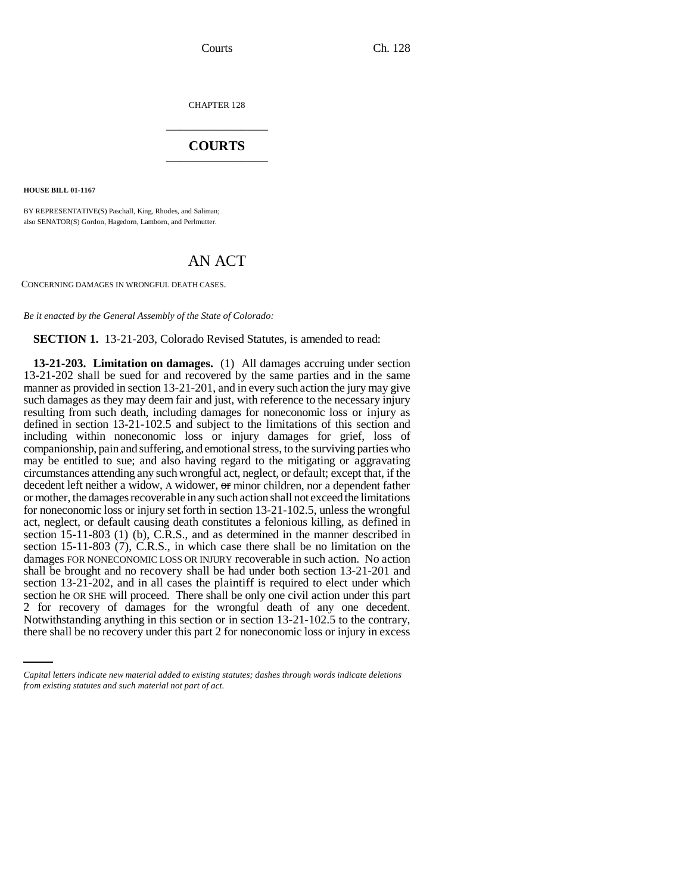CHAPTER 128

# COURTS

**HOUSE BILL 01-1167**

BY REPRESENTATIVE(S) Paschall, King, Rhodes, and Saliman;
also SENATOR(S) Gordon, Hagedorn, Lamborn, and Perlmutter.

# AN ACT

CONCERNING DAMAGES IN WRONGFUL DEATH CASES.

*Be it enacted by the General Assembly of the State of Colorado:*

**SECTION 1.** 13-21-203, Colorado Revised Statutes, is amended to read:

**13-21-203. Limitation on damages.** (1) All damages accruing under section 13-21-202 shall be sued for and recovered by the same parties and in the same manner as provided in section 13-21-201, and in every such action the jury may give such damages as they may deem fair and just, with reference to the necessary injury resulting from such death, including damages for noneconomic loss or injury as defined in section 13-21-102.5 and subject to the limitations of this section and including within noneconomic loss or injury damages for grief, loss of companionship, pain and suffering, and emotional stress, to the surviving parties who may be entitled to sue; and also having regard to the mitigating or aggravating circumstances attending any such wrongful act, neglect, or default; except that, if the decedent left neither a widow, A widower, ~~or~~ minor children, nor a dependent father or mother, the damages recoverable in any such action shall not exceed the limitations for noneconomic loss or injury set forth in section 13-21-102.5, unless the wrongful act, neglect, or default causing death constitutes a felonious killing, as defined in section 15-11-803 (1) (b), C.R.S., and as determined in the manner described in section 15-11-803 (7), C.R.S., in which case there shall be no limitation on the damages FOR NONECONOMIC LOSS OR INJURY recoverable in such action. No action shall be brought and no recovery shall be had under both section 13-21-201 and section 13-21-202, and in all cases the plaintiff is required to elect under which section he OR SHE will proceed. There shall be only one civil action under this part 2 for recovery of damages for the wrongful death of any one decedent. Notwithstanding anything in this section or in section 13-21-102.5 to the contrary, there shall be no recovery under this part 2 for noneconomic loss or injury in excess

---

*Capital letters indicate new material added to existing statutes; dashes through words indicate deletions from existing statutes and such material not part of act.*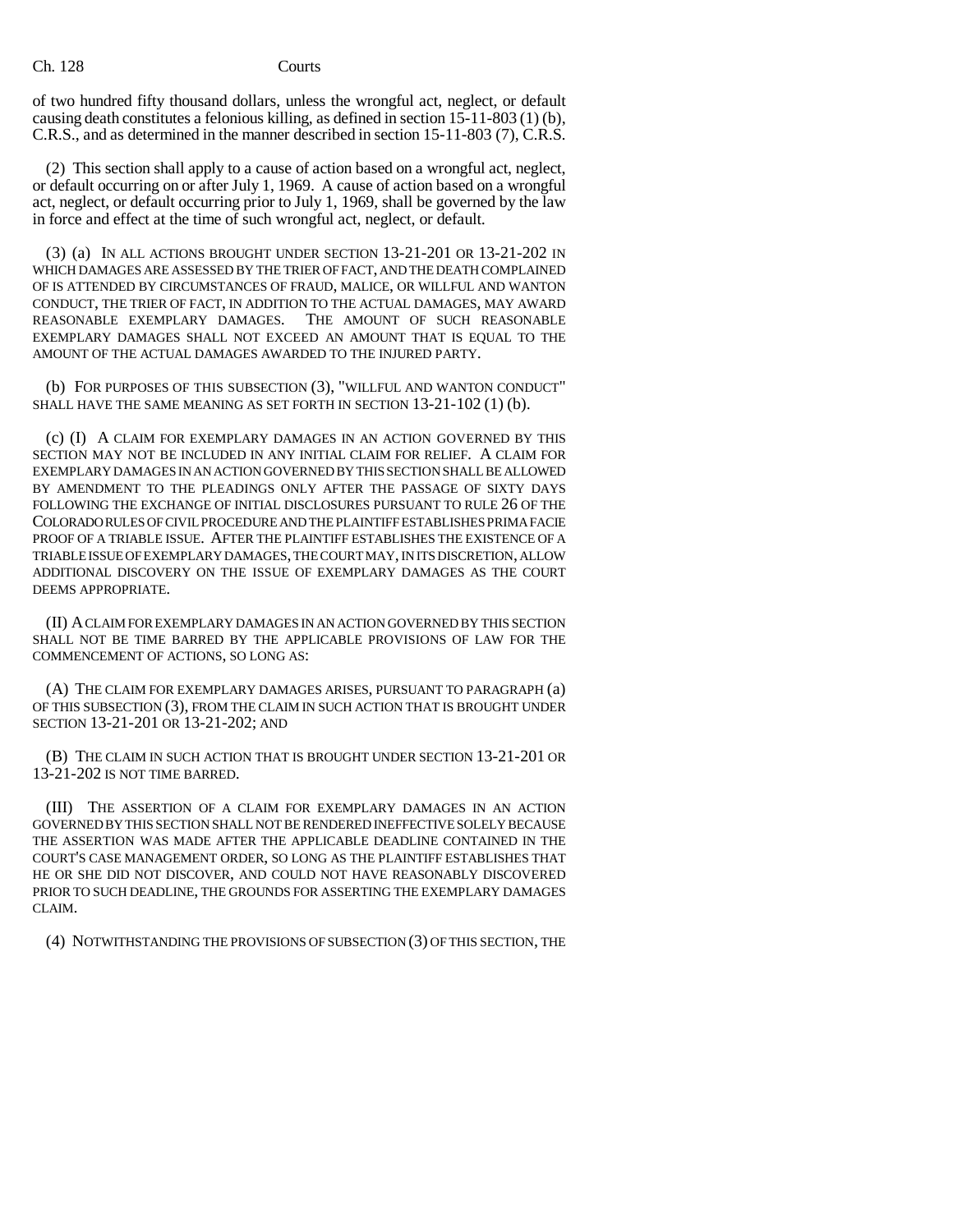of two hundred fifty thousand dollars, unless the wrongful act, neglect, or default causing death constitutes a felonious killing, as defined in section 15-11-803 (1) (b), C.R.S., and as determined in the manner described in section 15-11-803 (7), C.R.S.

(2) This section shall apply to a cause of action based on a wrongful act, neglect, or default occurring on or after July 1, 1969. A cause of action based on a wrongful act, neglect, or default occurring prior to July 1, 1969, shall be governed by the law in force and effect at the time of such wrongful act, neglect, or default.

(3) (a) IN ALL ACTIONS BROUGHT UNDER SECTION 13-21-201 OR 13-21-202 IN WHICH DAMAGES ARE ASSESSED BY THE TRIER OF FACT, AND THE DEATH COMPLAINED OF IS ATTENDED BY CIRCUMSTANCES OF FRAUD, MALICE, OR WILLFUL AND WANTON CONDUCT, THE TRIER OF FACT, IN ADDITION TO THE ACTUAL DAMAGES, MAY AWARD REASONABLE EXEMPLARY DAMAGES. THE AMOUNT OF SUCH REASONABLE EXEMPLARY DAMAGES SHALL NOT EXCEED AN AMOUNT THAT IS EQUAL TO THE AMOUNT OF THE ACTUAL DAMAGES AWARDED TO THE INJURED PARTY.

(b) FOR PURPOSES OF THIS SUBSECTION (3), "WILLFUL AND WANTON CONDUCT" SHALL HAVE THE SAME MEANING AS SET FORTH IN SECTION 13-21-102 (1) (b).

(c) (I) A CLAIM FOR EXEMPLARY DAMAGES IN AN ACTION GOVERNED BY THIS SECTION MAY NOT BE INCLUDED IN ANY INITIAL CLAIM FOR RELIEF. A CLAIM FOR EXEMPLARY DAMAGES IN AN ACTION GOVERNED BY THIS SECTION SHALL BE ALLOWED BY AMENDMENT TO THE PLEADINGS ONLY AFTER THE PASSAGE OF SIXTY DAYS FOLLOWING THE EXCHANGE OF INITIAL DISCLOSURES PURSUANT TO RULE 26 OF THE COLORADO RULES OF CIVIL PROCEDURE AND THE PLAINTIFF ESTABLISHES PRIMA FACIE PROOF OF A TRIABLE ISSUE. AFTER THE PLAINTIFF ESTABLISHES THE EXISTENCE OF A TRIABLE ISSUE OF EXEMPLARY DAMAGES, THE COURT MAY, IN ITS DISCRETION, ALLOW ADDITIONAL DISCOVERY ON THE ISSUE OF EXEMPLARY DAMAGES AS THE COURT DEEMS APPROPRIATE.

(II) A CLAIM FOR EXEMPLARY DAMAGES IN AN ACTION GOVERNED BY THIS SECTION SHALL NOT BE TIME BARRED BY THE APPLICABLE PROVISIONS OF LAW FOR THE COMMENCEMENT OF ACTIONS, SO LONG AS:

(A) THE CLAIM FOR EXEMPLARY DAMAGES ARISES, PURSUANT TO PARAGRAPH (a) OF THIS SUBSECTION (3), FROM THE CLAIM IN SUCH ACTION THAT IS BROUGHT UNDER SECTION 13-21-201 OR 13-21-202; AND

(B) THE CLAIM IN SUCH ACTION THAT IS BROUGHT UNDER SECTION 13-21-201 OR 13-21-202 IS NOT TIME BARRED.

(III) THE ASSERTION OF A CLAIM FOR EXEMPLARY DAMAGES IN AN ACTION GOVERNED BY THIS SECTION SHALL NOT BE RENDERED INEFFECTIVE SOLELY BECAUSE THE ASSERTION WAS MADE AFTER THE APPLICABLE DEADLINE CONTAINED IN THE COURT'S CASE MANAGEMENT ORDER, SO LONG AS THE PLAINTIFF ESTABLISHES THAT HE OR SHE DID NOT DISCOVER, AND COULD NOT HAVE REASONABLY DISCOVERED PRIOR TO SUCH DEADLINE, THE GROUNDS FOR ASSERTING THE EXEMPLARY DAMAGES CLAIM.

(4) NOTWITHSTANDING THE PROVISIONS OF SUBSECTION (3) OF THIS SECTION, THE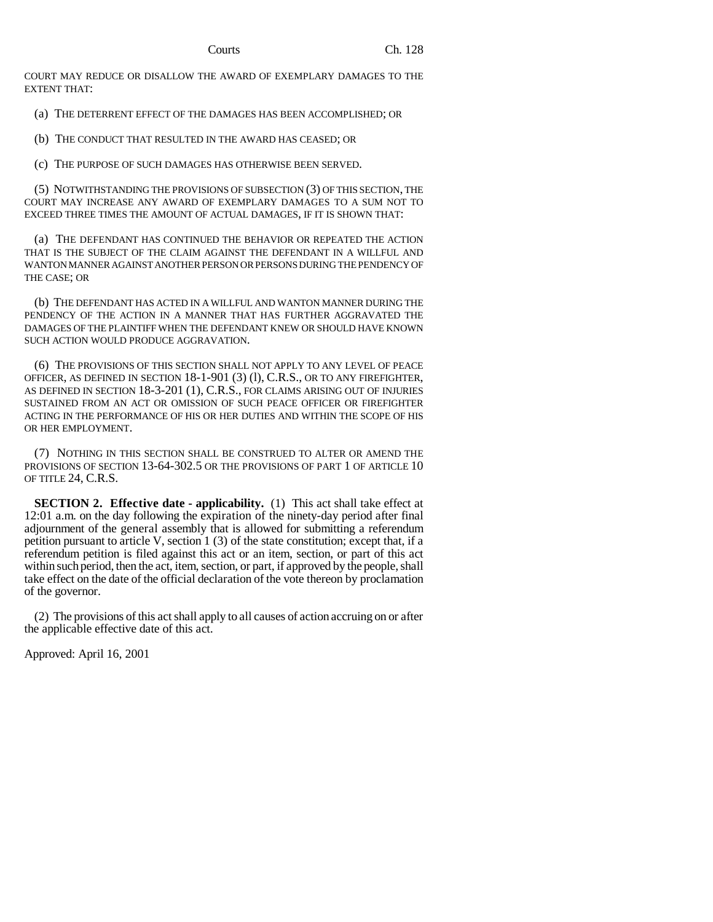COURT MAY REDUCE OR DISALLOW THE AWARD OF EXEMPLARY DAMAGES TO THE EXTENT THAT:

(a) THE DETERRENT EFFECT OF THE DAMAGES HAS BEEN ACCOMPLISHED; OR

(b) THE CONDUCT THAT RESULTED IN THE AWARD HAS CEASED; OR

(c) THE PURPOSE OF SUCH DAMAGES HAS OTHERWISE BEEN SERVED.

(5) NOTWITHSTANDING THE PROVISIONS OF SUBSECTION (3) OF THIS SECTION, THE COURT MAY INCREASE ANY AWARD OF EXEMPLARY DAMAGES TO A SUM NOT TO EXCEED THREE TIMES THE AMOUNT OF ACTUAL DAMAGES, IF IT IS SHOWN THAT:

(a) THE DEFENDANT HAS CONTINUED THE BEHAVIOR OR REPEATED THE ACTION THAT IS THE SUBJECT OF THE CLAIM AGAINST THE DEFENDANT IN A WILLFUL AND WANTON MANNER AGAINST ANOTHER PERSON OR PERSONS DURING THE PENDENCY OF THE CASE; OR

(b) THE DEFENDANT HAS ACTED IN A WILLFUL AND WANTON MANNER DURING THE PENDENCY OF THE ACTION IN A MANNER THAT HAS FURTHER AGGRAVATED THE DAMAGES OF THE PLAINTIFF WHEN THE DEFENDANT KNEW OR SHOULD HAVE KNOWN SUCH ACTION WOULD PRODUCE AGGRAVATION.

(6) THE PROVISIONS OF THIS SECTION SHALL NOT APPLY TO ANY LEVEL OF PEACE OFFICER, AS DEFINED IN SECTION 18-1-901 (3) (l), C.R.S., OR TO ANY FIREFIGHTER, AS DEFINED IN SECTION 18-3-201 (1), C.R.S., FOR CLAIMS ARISING OUT OF INJURIES SUSTAINED FROM AN ACT OR OMISSION OF SUCH PEACE OFFICER OR FIREFIGHTER ACTING IN THE PERFORMANCE OF HIS OR HER DUTIES AND WITHIN THE SCOPE OF HIS OR HER EMPLOYMENT.

(7) NOTHING IN THIS SECTION SHALL BE CONSTRUED TO ALTER OR AMEND THE PROVISIONS OF SECTION 13-64-302.5 OR THE PROVISIONS OF PART 1 OF ARTICLE 10 OF TITLE 24, C.R.S.

**SECTION 2. Effective date - applicability.** (1) This act shall take effect at 12:01 a.m. on the day following the expiration of the ninety-day period after final adjournment of the general assembly that is allowed for submitting a referendum petition pursuant to article V, section 1 (3) of the state constitution; except that, if a referendum petition is filed against this act or an item, section, or part of this act within such period, then the act, item, section, or part, if approved by the people, shall take effect on the date of the official declaration of the vote thereon by proclamation of the governor.

(2) The provisions of this act shall apply to all causes of action accruing on or after the applicable effective date of this act.

Approved: April 16, 2001